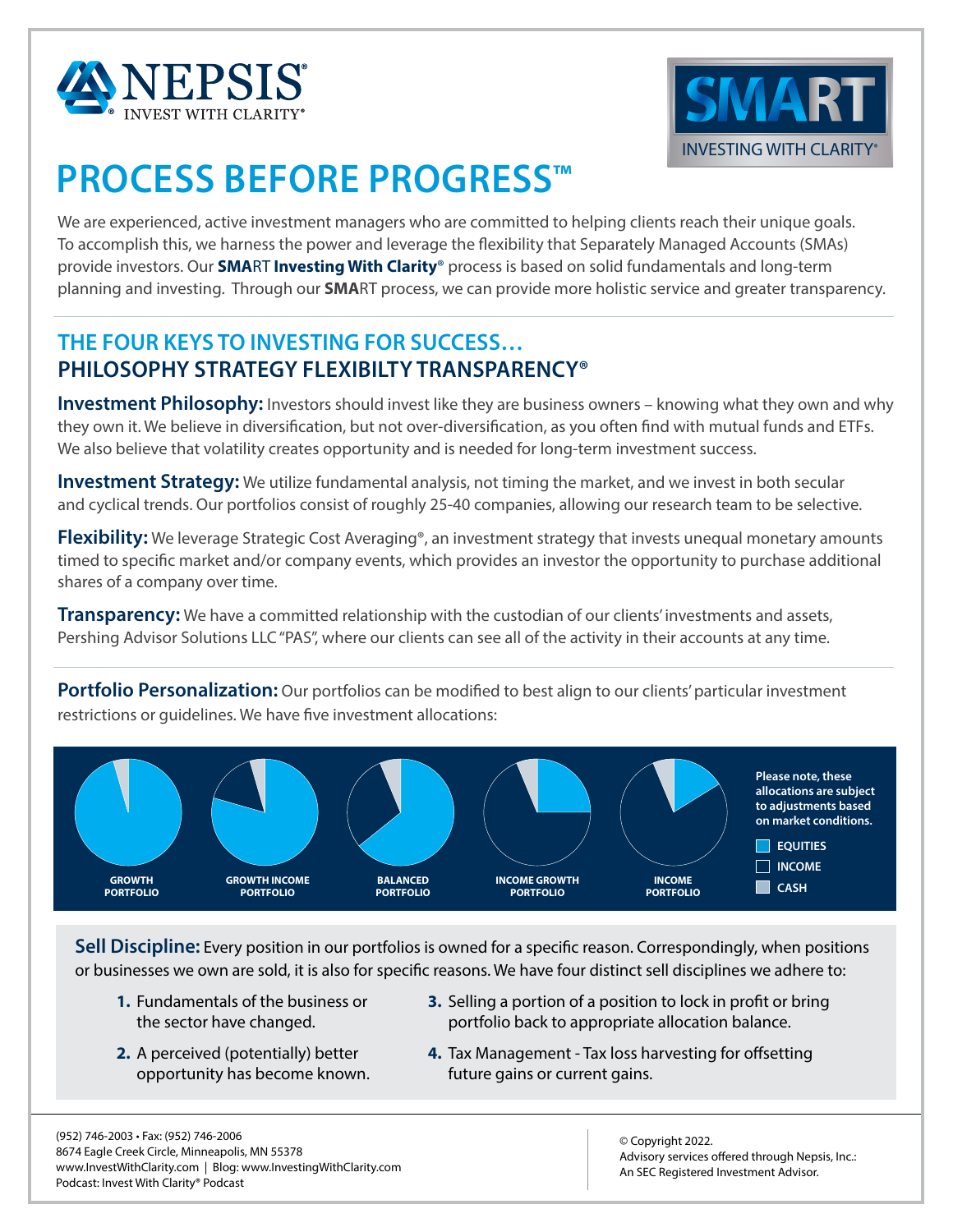NEPSIS® INVEST WITH CLARITY®

SMART INVESTING WITH CLARITY®

# PROCESS BEFORE PROGRESS™

We are experienced, active investment managers who are committed to helping clients reach their unique goals. To accomplish this, we harness the power and leverage the flexibility that Separately Managed Accounts (SMAs) provide investors. Our **SMA**RT **Investing With Clarity**® process is based on solid fundamentals and long-term planning and investing. Through our **SMA**RT process, we can provide more holistic service and greater transparency.

## THE FOUR KEYS TO INVESTING FOR SUCCESS… PHILOSOPHY STRATEGY FLEXIBILTY TRANSPARENCY®

**Investment Philosophy:** Investors should invest like they are business owners – knowing what they own and why they own it. We believe in diversification, but not over-diversification, as you often find with mutual funds and ETFs. We also believe that volatility creates opportunity and is needed for long-term investment success.

**Investment Strategy:** We utilize fundamental analysis, not timing the market, and we invest in both secular and cyclical trends. Our portfolios consist of roughly 25-40 companies, allowing our research team to be selective.

**Flexibility:** We leverage Strategic Cost Averaging®, an investment strategy that invests unequal monetary amounts timed to specific market and/or company events, which provides an investor the opportunity to purchase additional shares of a company over time.

**Transparency:** We have a committed relationship with the custodian of our clients' investments and assets, Pershing Advisor Solutions LLC "PAS", where our clients can see all of the activity in their accounts at any time.

**Portfolio Personalization:** Our portfolios can be modified to best align to our clients' particular investment restrictions or guidelines. We have five investment allocations:

GROWTH PORTFOLIO | GROWTH INCOME PORTFOLIO | BALANCED PORTFOLIO | INCOME GROWTH PORTFOLIO | INCOME PORTFOLIO

**Please note, these allocations are subject to adjustments based on market conditions.**

EQUITIES | INCOME | CASH

**Sell Discipline:** Every position in our portfolios is owned for a specific reason. Correspondingly, when positions or businesses we own are sold, it is also for specific reasons. We have four distinct sell disciplines we adhere to:

1. Fundamentals of the business or the sector have changed.
2. A perceived (potentially) better opportunity has become known.
3. Selling a portion of a position to lock in profit or bring portfolio back to appropriate allocation balance.
4. Tax Management - Tax loss harvesting for offsetting future gains or current gains.

(952) 746-2003 • Fax: (952) 746-2006
8674 Eagle Creek Circle, Minneapolis, MN 55378
www.InvestWithClarity.com | Blog: www.InvestingWithClarity.com
Podcast: Invest With Clarity® Podcast

© Copyright 2022.
Advisory services offered through Nepsis, Inc.:
An SEC Registered Investment Advisor.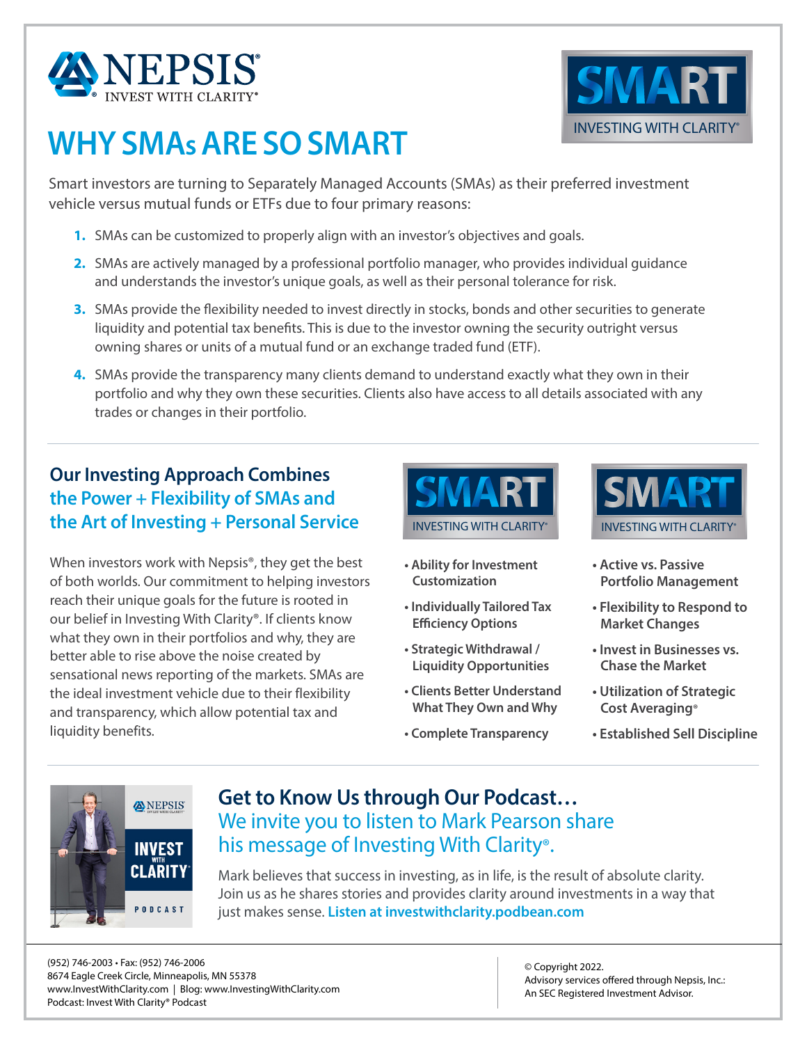# WHY SMAs ARE SO SMART

SMART INVESTING WITH CLARITY®

Smart investors are turning to Separately Managed Accounts (SMAs) as their preferred investment vehicle versus mutual funds or ETFs due to four primary reasons:

1. SMAs can be customized to properly align with an investor's objectives and goals.
2. SMAs are actively managed by a professional portfolio manager, who provides individual guidance and understands the investor's unique goals, as well as their personal tolerance for risk.
3. SMAs provide the flexibility needed to invest directly in stocks, bonds and other securities to generate liquidity and potential tax benefits. This is due to the investor owning the security outright versus owning shares or units of a mutual fund or an exchange traded fund (ETF).
4. SMAs provide the transparency many clients demand to understand exactly what they own in their portfolio and why they own these securities. Clients also have access to all details associated with any trades or changes in their portfolio.

## Our Investing Approach Combines the Power + Flexibility of SMAs and the Art of Investing + Personal Service

When investors work with Nepsis®, they get the best of both worlds. Our commitment to helping investors reach their unique goals for the future is rooted in our belief in Investing With Clarity®. If clients know what they own in their portfolios and why, they are better able to rise above the noise created by sensational news reporting of the markets. SMAs are the ideal investment vehicle due to their flexibility and transparency, which allow potential tax and liquidity benefits.

SMART INVESTING WITH CLARITY®

- **Ability for Investment Customization**
- **Individually Tailored Tax Efficiency Options**
- **Strategic Withdrawal / Liquidity Opportunities**
- **Clients Better Understand What They Own and Why**
- **Complete Transparency**

SMART INVESTING WITH CLARITY®

- **Active vs. Passive Portfolio Management**
- **Flexibility to Respond to Market Changes**
- **Invest in Businesses vs. Chase the Market**
- **Utilization of Strategic Cost Averaging®**
- **Established Sell Discipline**

## Get to Know Us through Our Podcast…

We invite you to listen to Mark Pearson share his message of Investing With Clarity®.

Mark believes that success in investing, as in life, is the result of absolute clarity. Join us as he shares stories and provides clarity around investments in a way that just makes sense. **Listen at investwithclarity.podbean.com**

(952) 746-2003 • Fax: (952) 746-2006
8674 Eagle Creek Circle, Minneapolis, MN 55378
www.InvestWithClarity.com | Blog: www.InvestingWithClarity.com
Podcast: Invest With Clarity® Podcast

© Copyright 2022.
Advisory services offered through Nepsis, Inc.:
An SEC Registered Investment Advisor.